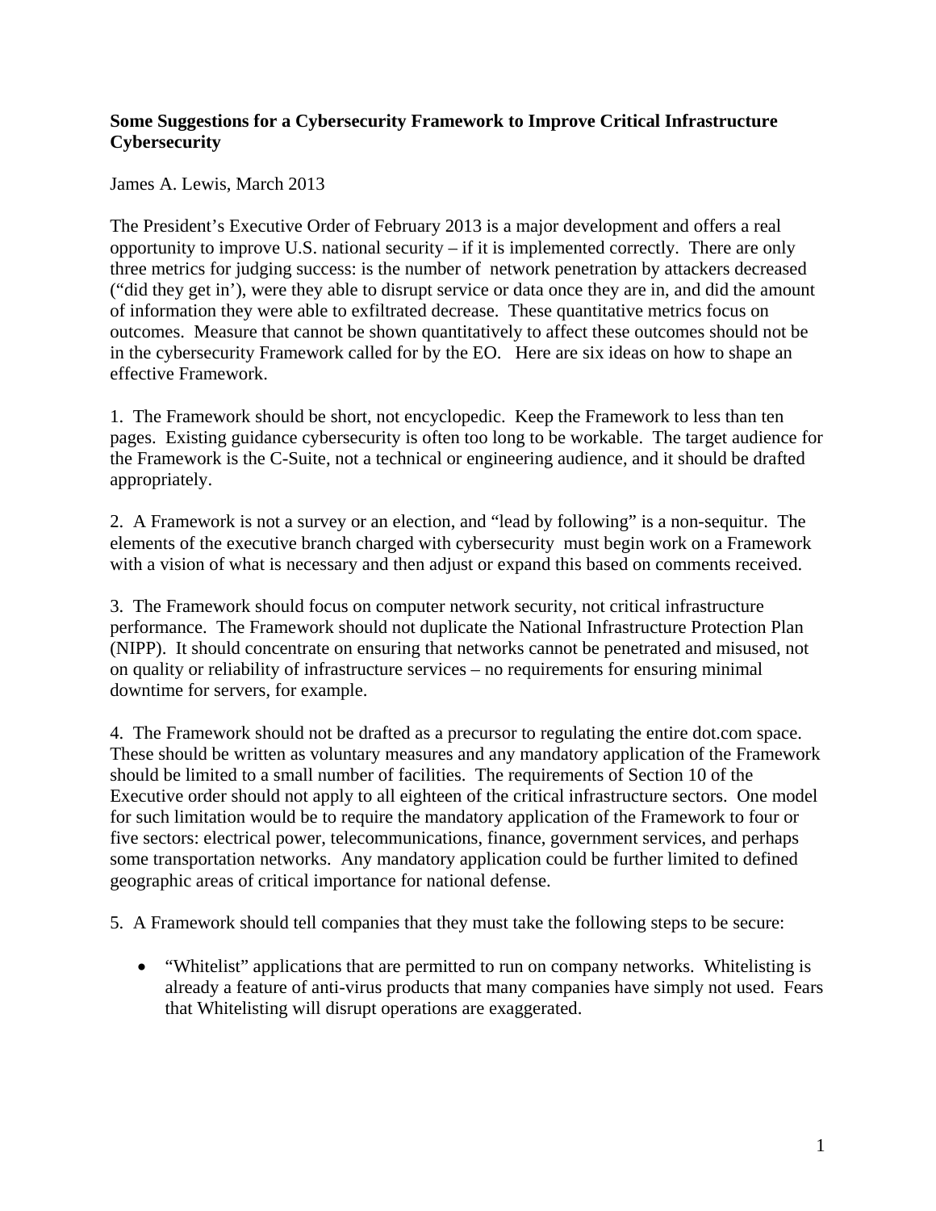**Some Suggestions for a Cybersecurity Framework to Improve Critical Infrastructure Cybersecurity**

James A. Lewis, March 2013

The President's Executive Order of February 2013 is a major development and offers a real opportunity to improve U.S. national security – if it is implemented correctly. There are only three metrics for judging success: is the number of network penetration by attackers decreased ("did they get in'), were they able to disrupt service or data once they are in, and did the amount of information they were able to exfiltrated decrease. These quantitative metrics focus on outcomes. Measure that cannot be shown quantitatively to affect these outcomes should not be in the cybersecurity Framework called for by the EO. Here are six ideas on how to shape an effective Framework.

1. The Framework should be short, not encyclopedic. Keep the Framework to less than ten pages. Existing guidance cybersecurity is often too long to be workable. The target audience for the Framework is the C-Suite, not a technical or engineering audience, and it should be drafted appropriately.

2. A Framework is not a survey or an election, and "lead by following" is a non-sequitur. The elements of the executive branch charged with cybersecurity must begin work on a Framework with a vision of what is necessary and then adjust or expand this based on comments received.

3. The Framework should focus on computer network security, not critical infrastructure performance. The Framework should not duplicate the National Infrastructure Protection Plan (NIPP). It should concentrate on ensuring that networks cannot be penetrated and misused, not on quality or reliability of infrastructure services – no requirements for ensuring minimal downtime for servers, for example.

4. The Framework should not be drafted as a precursor to regulating the entire dot.com space. These should be written as voluntary measures and any mandatory application of the Framework should be limited to a small number of facilities. The requirements of Section 10 of the Executive order should not apply to all eighteen of the critical infrastructure sectors. One model for such limitation would be to require the mandatory application of the Framework to four or five sectors: electrical power, telecommunications, finance, government services, and perhaps some transportation networks. Any mandatory application could be further limited to defined geographic areas of critical importance for national defense.

5. A Framework should tell companies that they must take the following steps to be secure:

- "Whitelist" applications that are permitted to run on company networks. Whitelisting is already a feature of anti-virus products that many companies have simply not used. Fears that Whitelisting will disrupt operations are exaggerated.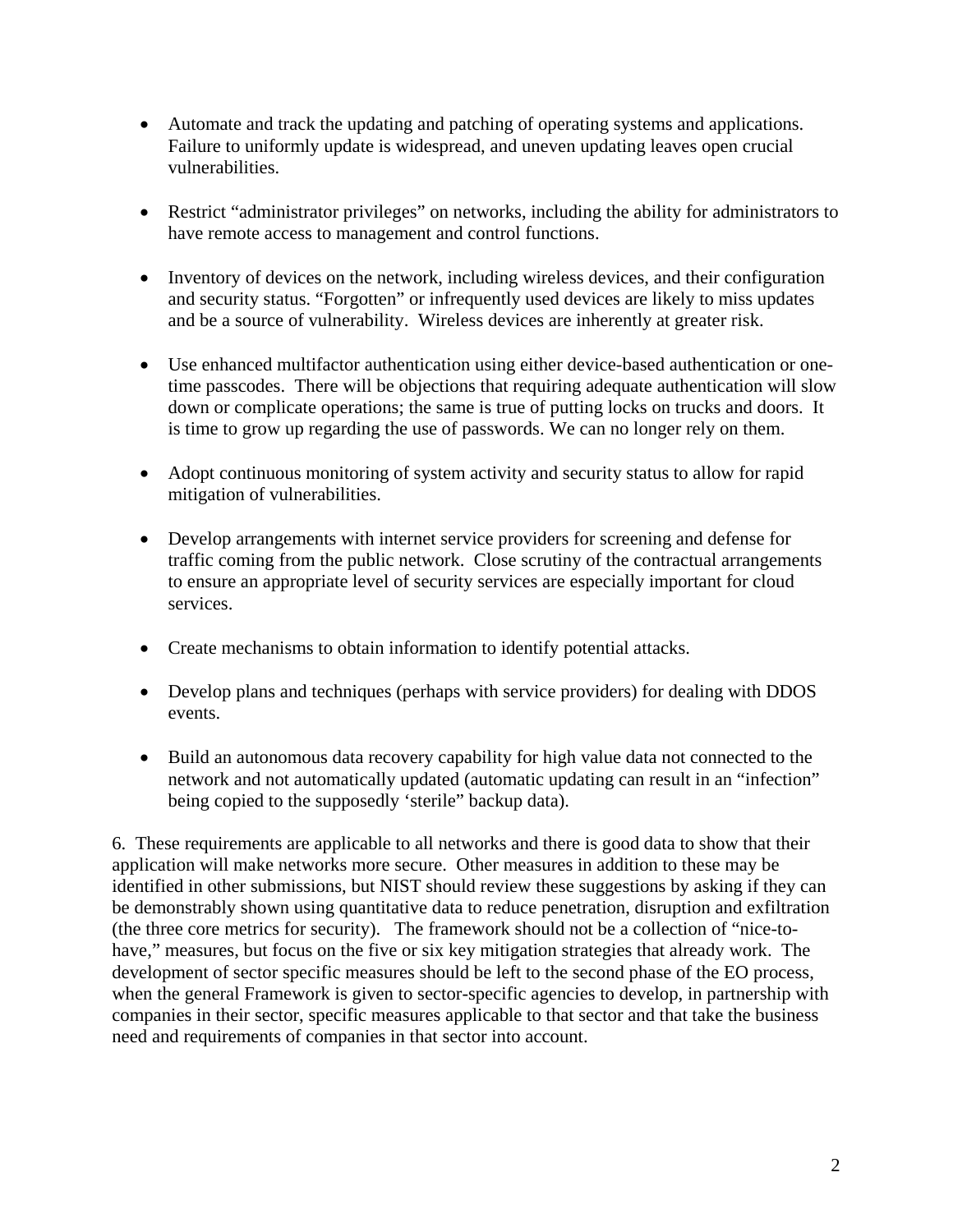- Automate and track the updating and patching of operating systems and applications. Failure to uniformly update is widespread, and uneven updating leaves open crucial vulnerabilities.

- Restrict "administrator privileges" on networks, including the ability for administrators to have remote access to management and control functions.

- Inventory of devices on the network, including wireless devices, and their configuration and security status. "Forgotten" or infrequently used devices are likely to miss updates and be a source of vulnerability. Wireless devices are inherently at greater risk.

- Use enhanced multifactor authentication using either device-based authentication or one-time passcodes. There will be objections that requiring adequate authentication will slow down or complicate operations; the same is true of putting locks on trucks and doors. It is time to grow up regarding the use of passwords. We can no longer rely on them.

- Adopt continuous monitoring of system activity and security status to allow for rapid mitigation of vulnerabilities.

- Develop arrangements with internet service providers for screening and defense for traffic coming from the public network. Close scrutiny of the contractual arrangements to ensure an appropriate level of security services are especially important for cloud services.

- Create mechanisms to obtain information to identify potential attacks.

- Develop plans and techniques (perhaps with service providers) for dealing with DDOS events.

- Build an autonomous data recovery capability for high value data not connected to the network and not automatically updated (automatic updating can result in an "infection" being copied to the supposedly 'sterile" backup data).

6. These requirements are applicable to all networks and there is good data to show that their application will make networks more secure. Other measures in addition to these may be identified in other submissions, but NIST should review these suggestions by asking if they can be demonstrably shown using quantitative data to reduce penetration, disruption and exfiltration (the three core metrics for security). The framework should not be a collection of "nice-to-have," measures, but focus on the five or six key mitigation strategies that already work. The development of sector specific measures should be left to the second phase of the EO process, when the general Framework is given to sector-specific agencies to develop, in partnership with companies in their sector, specific measures applicable to that sector and that take the business need and requirements of companies in that sector into account.